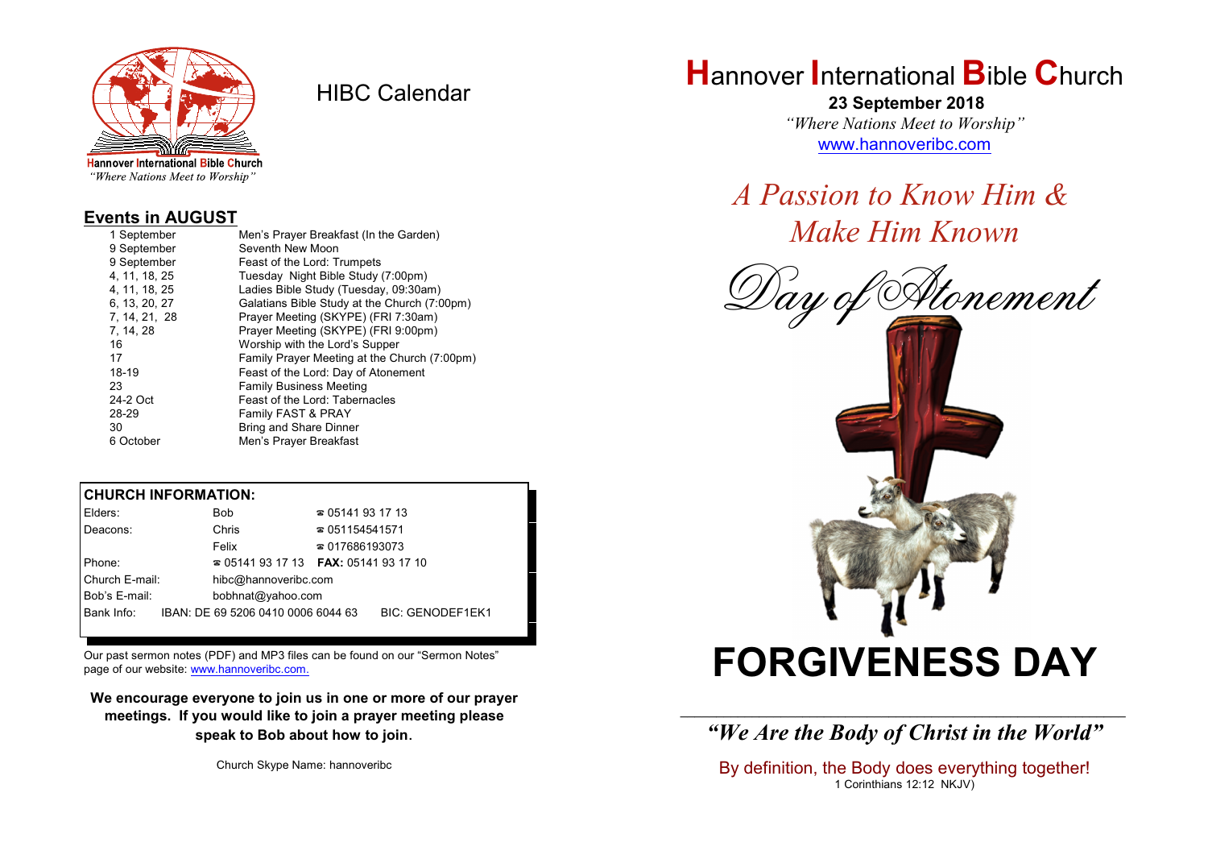Hannover International Bible Church
*"Where Nations Meet to Worship"*

# HIBC Calendar

## Events in AUGUST

| | |
|---|---|
| 1 September | Men's Prayer Breakfast (In the Garden) |
| 9 September | Seventh New Moon |
| 9 September | Feast of the Lord: Trumpets |
| 4, 11, 18, 25 | Tuesday Night Bible Study (7:00pm) |
| 4, 11, 18, 25 | Ladies Bible Study (Tuesday, 09:30am) |
| 6, 13, 20, 27 | Galatians Bible Study at the Church (7:00pm) |
| 7, 14, 21, 28 | Prayer Meeting (SKYPE) (FRI 7:30am) |
| 7, 14, 28 | Prayer Meeting (SKYPE) (FRI 9:00pm) |
| 16 | Worship with the Lord's Supper |
| 17 | Family Prayer Meeting at the Church (7:00pm) |
| 18-19 | Feast of the Lord: Day of Atonement |
| 23 | Family Business Meeting |
| 24-2 Oct | Feast of the Lord: Tabernacles |
| 28-29 | Family FAST & PRAY |
| 30 | Bring and Share Dinner |
| 6 October | Men's Prayer Breakfast |

## CHURCH INFORMATION:

| | | |
|---|---|---|
| Elders: | Bob | ☎ 05141 93 17 13 |
| Deacons: | Chris | ☎ 051154541571 |
| | Felix | ☎ 017686193073 |
| Phone: | ☎ 05141 93 17 13 | **FAX:** 05141 93 17 10 |
| Church E-mail: | hibc@hannoveribc.com | |
| Bob's E-mail: | bobhnat@yahoo.com | |
| Bank Info: | IBAN: DE 69 5206 0410 0006 6044 63 | BIC: GENODEF1EK1 |

Our past sermon notes (PDF) and MP3 files can be found on our "Sermon Notes" page of our website: www.hannoveribc.com.

**We encourage everyone to join us in one or more of our prayer meetings. If you would like to join a prayer meeting please speak to Bob about how to join.**

Church Skype Name: hannoveribc

# Hannover International Bible Church

**23 September 2018**

*"Where Nations Meet to Worship"*

www.hannoveribc.com

*A Passion to Know Him & Make Him Known*

*Day of Atonement*

# FORGIVENESS DAY

---

***"We Are the Body of Christ in the World"***

By definition, the Body does everything together!
1 Corinthians 12:12 NKJV)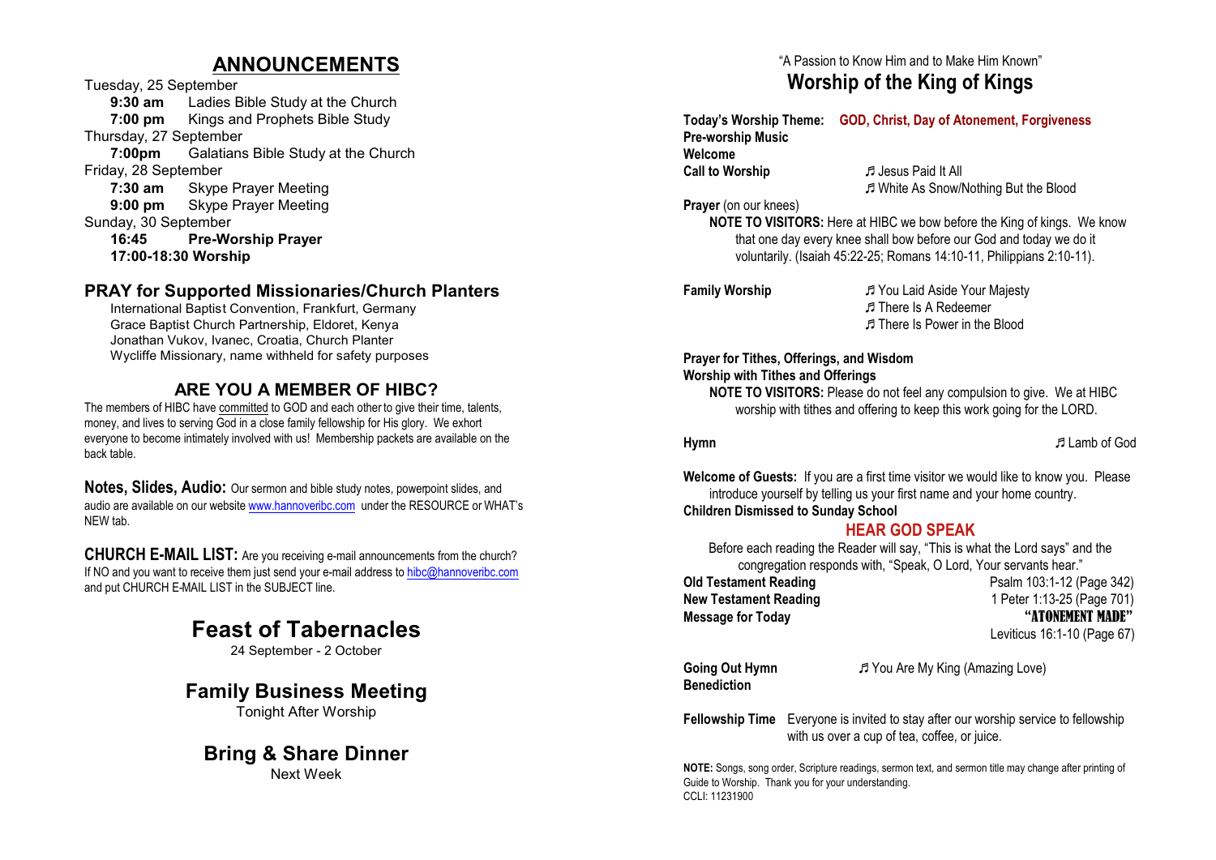# ANNOUNCEMENTS

Tuesday, 25 September

- **9:30 am** Ladies Bible Study at the Church
- **7:00 pm** Kings and Prophets Bible Study

Thursday, 27 September

- **7:00pm** Galatians Bible Study at the Church

Friday, 28 September

- **7:30 am** Skype Prayer Meeting
- **9:00 pm** Skype Prayer Meeting

Sunday, 30 September

- **16:45 Pre-Worship Prayer**
- **17:00-18:30 Worship**

## PRAY for Supported Missionaries/Church Planters

International Baptist Convention, Frankfurt, Germany
Grace Baptist Church Partnership, Eldoret, Kenya
Jonathan Vukov, Ivanec, Croatia, Church Planter
Wycliffe Missionary, name withheld for safety purposes

## ARE YOU A MEMBER OF HIBC?

The members of HIBC have committed to GOD and each other to give their time, talents, money, and lives to serving God in a close family fellowship for His glory. We exhort everyone to become intimately involved with us! Membership packets are available on the back table.

**Notes, Slides, Audio:** Our sermon and bible study notes, powerpoint slides, and audio are available on our website www.hannoveribc.com under the RESOURCE or WHAT's NEW tab.

**CHURCH E-MAIL LIST:** Are you receiving e-mail announcements from the church? If NO and you want to receive them just send your e-mail address to hibc@hannoveribc.com and put CHURCH E-MAIL LIST in the SUBJECT line.

# Feast of Tabernacles

24 September - 2 October

## Family Business Meeting

Tonight After Worship

## Bring & Share Dinner

Next Week

"A Passion to Know Him and to Make Him Known"

# Worship of the King of Kings

**Today's Worship Theme:** **GOD, Christ, Day of Atonement, Forgiveness**

**Pre-worship Music**

**Welcome**

**Call to Worship** ♬ Jesus Paid It All
♬ White As Snow/Nothing But the Blood

**Prayer** (on our knees)

**NOTE TO VISITORS:** Here at HIBC we bow before the King of kings. We know that one day every knee shall bow before our God and today we do it voluntarily. (Isaiah 45:22-25; Romans 14:10-11, Philippians 2:10-11).

**Family Worship** ♬ You Laid Aside Your Majesty
♬ There Is A Redeemer
♬ There Is Power in the Blood

**Prayer for Tithes, Offerings, and Wisdom**

**Worship with Tithes and Offerings**

**NOTE TO VISITORS:** Please do not feel any compulsion to give. We at HIBC worship with tithes and offering to keep this work going for the LORD.

**Hymn** ♬ Lamb of God

**Welcome of Guests:** If you are a first time visitor we would like to know you. Please introduce yourself by telling us your first name and your home country.

**Children Dismissed to Sunday School**

## HEAR GOD SPEAK

Before each reading the Reader will say, "This is what the Lord says" and the congregation responds with, "Speak, O Lord, Your servants hear."

**Old Testament Reading** Psalm 103:1-12 (Page 342)

**New Testament Reading** 1 Peter 1:13-25 (Page 701)

**Message for Today** **"ATONEMENT MADE"**
Leviticus 16:1-10 (Page 67)

**Going Out Hymn** ♬ You Are My King (Amazing Love)

**Benediction**

**Fellowship Time** Everyone is invited to stay after our worship service to fellowship with us over a cup of tea, coffee, or juice.

**NOTE:** Songs, song order, Scripture readings, sermon text, and sermon title may change after printing of Guide to Worship. Thank you for your understanding.
CCLI: 11231900